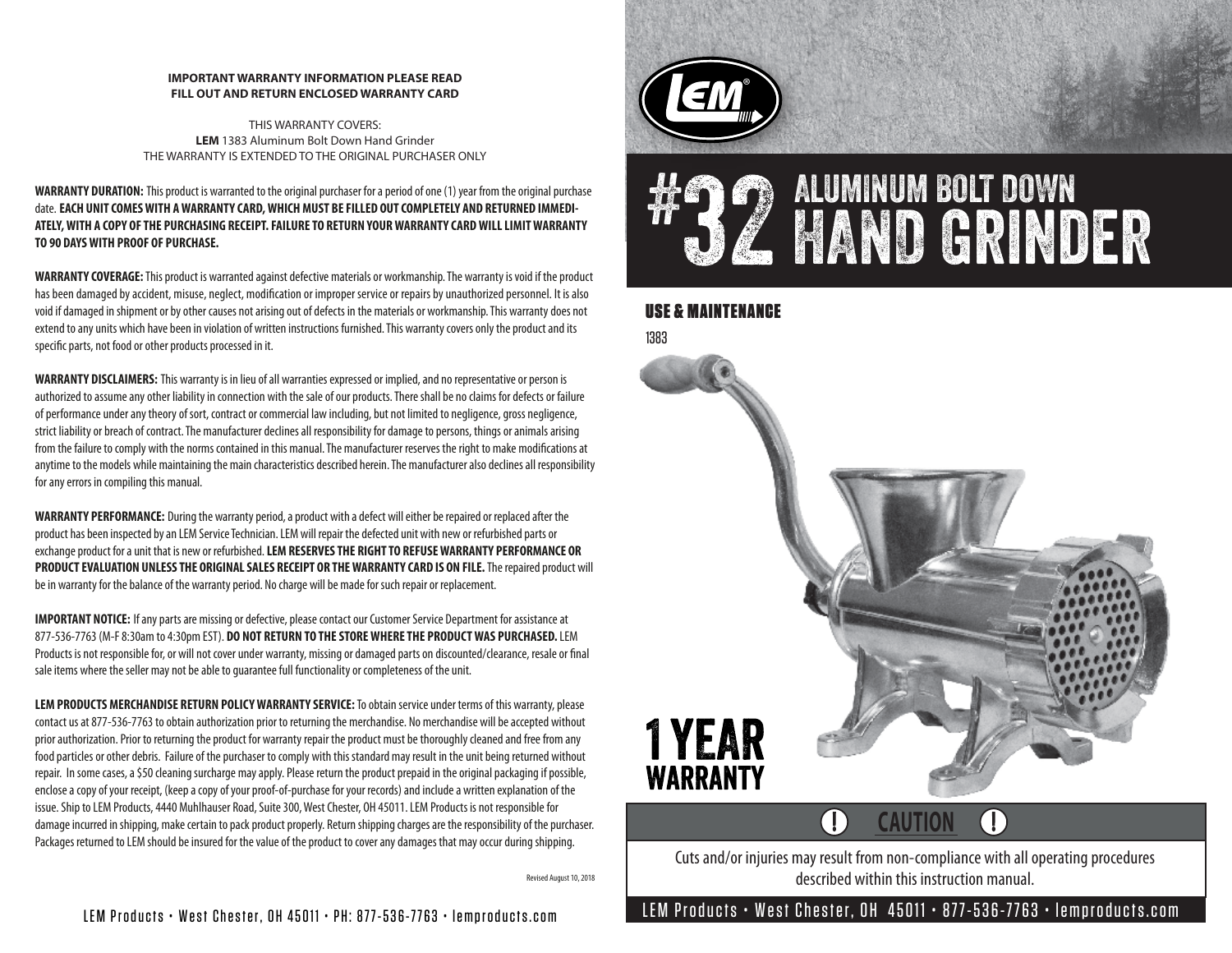**IMPORTANT WARRANTY INFORMATION PLEASE READ**
**FILL OUT AND RETURN ENCLOSED WARRANTY CARD**

THIS WARRANTY COVERS:
**LEM** 1383 Aluminum Bolt Down Hand Grinder
THE WARRANTY IS EXTENDED TO THE ORIGINAL PURCHASER ONLY

**WARRANTY DURATION:** This product is warranted to the original purchaser for a period of one (1) year from the original purchase date. **EACH UNIT COMES WITH A WARRANTY CARD, WHICH MUST BE FILLED OUT COMPLETELY AND RETURNED IMMEDIATELY, WITH A COPY OF THE PURCHASING RECEIPT. FAILURE TO RETURN YOUR WARRANTY CARD WILL LIMIT WARRANTY TO 90 DAYS WITH PROOF OF PURCHASE.**

**WARRANTY COVERAGE:** This product is warranted against defective materials or workmanship. The warranty is void if the product has been damaged by accident, misuse, neglect, modification or improper service or repairs by unauthorized personnel. It is also void if damaged in shipment or by other causes not arising out of defects in the materials or workmanship. This warranty does not extend to any units which have been in violation of written instructions furnished. This warranty covers only the product and its specific parts, not food or other products processed in it.

**WARRANTY DISCLAIMERS:** This warranty is in lieu of all warranties expressed or implied, and no representative or person is authorized to assume any other liability in connection with the sale of our products. There shall be no claims for defects or failure of performance under any theory of sort, contract or commercial law including, but not limited to negligence, gross negligence, strict liability or breach of contract. The manufacturer declines all responsibility for damage to persons, things or animals arising from the failure to comply with the norms contained in this manual. The manufacturer reserves the right to make modifications at anytime to the models while maintaining the main characteristics described herein. The manufacturer also declines all responsibility for any errors in compiling this manual.

**WARRANTY PERFORMANCE:** During the warranty period, a product with a defect will either be repaired or replaced after the product has been inspected by an LEM Service Technician. LEM will repair the defected unit with new or refurbished parts or exchange product for a unit that is new or refurbished. **LEM RESERVES THE RIGHT TO REFUSE WARRANTY PERFORMANCE OR PRODUCT EVALUATION UNLESS THE ORIGINAL SALES RECEIPT OR THE WARRANTY CARD IS ON FILE.** The repaired product will be in warranty for the balance of the warranty period. No charge will be made for such repair or replacement.

**IMPORTANT NOTICE:** If any parts are missing or defective, please contact our Customer Service Department for assistance at 877-536-7763 (M-F 8:30am to 4:30pm EST). **DO NOT RETURN TO THE STORE WHERE THE PRODUCT WAS PURCHASED.** LEM Products is not responsible for, or will not cover under warranty, missing or damaged parts on discounted/clearance, resale or final sale items where the seller may not be able to guarantee full functionality or completeness of the unit.

**LEM PRODUCTS MERCHANDISE RETURN POLICY WARRANTY SERVICE:** To obtain service under terms of this warranty, please contact us at 877-536-7763 to obtain authorization prior to returning the merchandise. No merchandise will be accepted without prior authorization. Prior to returning the product for warranty repair the product must be thoroughly cleaned and free from any food particles or other debris. Failure of the purchaser to comply with this standard may result in the unit being returned without repair. In some cases, a $50 cleaning surcharge may apply. Please return the product prepaid in the original packaging if possible, enclose a copy of your receipt, (keep a copy of your proof-of-purchase for your records) and include a written explanation of the issue. Ship to LEM Products, 4440 Muhlhauser Road, Suite 300, West Chester, OH 45011. LEM Products is not responsible for damage incurred in shipping, make certain to pack product properly. Return shipping charges are the responsibility of the purchaser. Packages returned to LEM should be insured for the value of the product to cover any damages that may occur during shipping.

Revised August 10, 2018

LEM Products • West Chester, OH 45011 • PH: 877-536-7763 • lemproducts.com

LEM

# #32 ALUMINUM BOLT DOWN HAND GRINDER

## USE & MAINTENANCE

1383

**1 YEAR WARRANTY**

**CAUTION**

Cuts and/or injuries may result from non-compliance with all operating procedures described within this instruction manual.

LEM Products • West Chester, OH 45011 • 877-536-7763 • lemproducts.com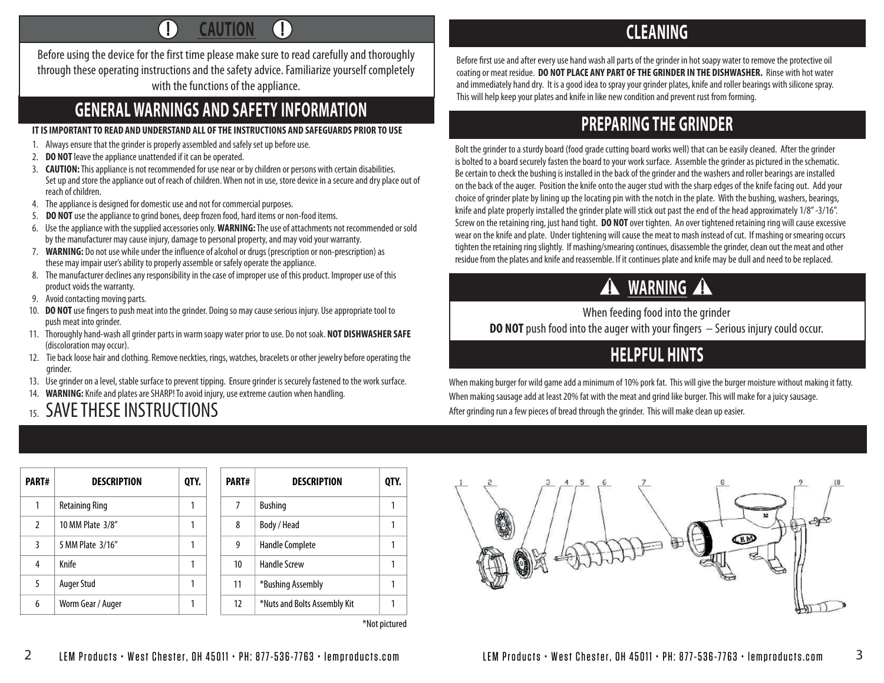# CAUTION

Before using the device for the first time please make sure to read carefully and thoroughly through these operating instructions and the safety advice. Familiarize yourself completely with the functions of the appliance.

## GENERAL WARNINGS AND SAFETY INFORMATION

**IT IS IMPORTANT TO READ AND UNDERSTAND ALL OF THE INSTRUCTIONS AND SAFEGUARDS PRIOR TO USE**

1. Always ensure that the grinder is properly assembled and safely set up before use.
2. **DO NOT** leave the appliance unattended if it can be operated.
3. **CAUTION:** This appliance is not recommended for use near or by children or persons with certain disabilities. Set up and store the appliance out of reach of children. When not in use, store device in a secure and dry place out of reach of children.
4. The appliance is designed for domestic use and not for commercial purposes.
5. **DO NOT** use the appliance to grind bones, deep frozen food, hard items or non-food items.
6. Use the appliance with the supplied accessories only. **WARNING:** The use of attachments not recommended or sold by the manufacturer may cause injury, damage to personal property, and may void your warranty.
7. **WARNING:** Do not use while under the influence of alcohol or drugs (prescription or non-prescription) as these may impair user's ability to properly assemble or safely operate the appliance.
8. The manufacturer declines any responsibility in the case of improper use of this product. Improper use of this product voids the warranty.
9. Avoid contacting moving parts.
10. **DO NOT** use fingers to push meat into the grinder. Doing so may cause serious injury. Use appropriate tool to push meat into grinder.
11. Thoroughly hand-wash all grinder parts in warm soapy water prior to use. Do not soak. **NOT DISHWASHER SAFE** (discoloration may occur).
12. Tie back loose hair and clothing. Remove neckties, rings, watches, bracelets or other jewelry before operating the grinder.
13. Use grinder on a level, stable surface to prevent tipping. Ensure grinder is securely fastened to the work surface.
14. **WARNING:** Knife and plates are SHARP! To avoid injury, use extreme caution when handling.
15. SAVE THESE INSTRUCTIONS

## CLEANING

Before first use and after every use hand wash all parts of the grinder in hot soapy water to remove the protective oil coating or meat residue. **DO NOT PLACE ANY PART OF THE GRINDER IN THE DISHWASHER.** Rinse with hot water and immediately hand dry. It is a good idea to spray your grinder plates, knife and roller bearings with silicone spray. This will help keep your plates and knife in like new condition and prevent rust from forming.

## PREPARING THE GRINDER

Bolt the grinder to a sturdy board (food grade cutting board works well) that can be easily cleaned. After the grinder is bolted to a board securely fasten the board to your work surface. Assemble the grinder as pictured in the schematic. Be certain to check the bushing is installed in the back of the grinder and the washers and roller bearings are installed on the back of the auger. Position the knife onto the auger stud with the sharp edges of the knife facing out. Add your choice of grinder plate by lining up the locating pin with the notch in the plate. With the bushing, washers, bearings, knife and plate properly installed the grinder plate will stick out past the end of the head approximately 1/8"-3/16". Screw on the retaining ring, just hand tight. **DO NOT** over tighten. An over tightened retaining ring will cause excessive wear on the knife and plate. Under tightening will cause the meat to mash instead of cut. If mashing or smearing occurs tighten the retaining ring slightly. If mashing/smearing continues, disassemble the grinder, clean out the meat and other residue from the plates and knife and reassemble. If it continues plate and knife may be dull and need to be replaced.

## WARNING

When feeding food into the grinder

**DO NOT** push food into the auger with your fingers – Serious injury could occur.

## HELPFUL HINTS

When making burger for wild game add a minimum of 10% pork fat. This will give the burger moisture without making it fatty.

When making sausage add at least 20% fat with the meat and grind like burger. This will make for a juicy sausage.

After grinding run a few pieces of bread through the grinder. This will make clean up easier.

| PART# | DESCRIPTION | QTY. |
|---|---|---|
| 1 | Retaining Ring | 1 |
| 2 | 10 MM Plate 3/8" | 1 |
| 3 | 5 MM Plate 3/16" | 1 |
| 4 | Knife | 1 |
| 5 | Auger Stud | 1 |
| 6 | Worm Gear / Auger | 1 |

| PART# | DESCRIPTION | QTY. |
|---|---|---|
| 7 | Bushing | 1 |
| 8 | Body / Head | 1 |
| 9 | Handle Complete | 1 |
| 10 | Handle Screw | 1 |
| 11 | *Bushing Assembly | 1 |
| 12 | *Nuts and Bolts Assembly Kit | 1 |

*Not pictured

1 2 3 4 5 6 7 8 9 10